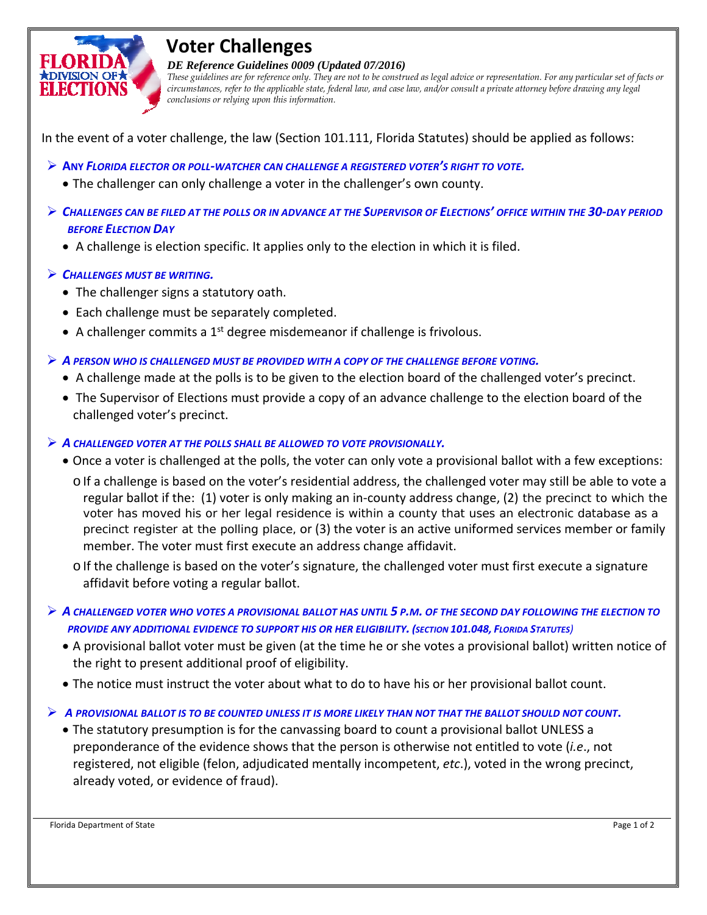# Voter Challenges

***DE Reference Guidelines 0009 (Updated 07/2016)***

*These guidelines are for reference only. They are not to be construed as legal advice or representation. For any particular set of facts or circumstances, refer to the applicable state, federal law, and case law, and/or consult a private attorney before drawing any legal conclusions or relying upon this information.*

In the event of a voter challenge, the law (Section 101.111, Florida Statutes) should be applied as follows:

- ***ANY FLORIDA ELECTOR OR POLL-WATCHER CAN CHALLENGE A REGISTERED VOTER'S RIGHT TO VOTE.***
  - The challenger can only challenge a voter in the challenger's own county.

- ***CHALLENGES CAN BE FILED AT THE POLLS OR IN ADVANCE AT THE SUPERVISOR OF ELECTIONS' OFFICE WITHIN THE 30-DAY PERIOD BEFORE ELECTION DAY***
  - A challenge is election specific. It applies only to the election in which it is filed.

- ***CHALLENGES MUST BE WRITING.***
  - The challenger signs a statutory oath.
  - Each challenge must be separately completed.
  - A challenger commits a 1st degree misdemeanor if challenge is frivolous.

- ***A PERSON WHO IS CHALLENGED MUST BE PROVIDED WITH A COPY OF THE CHALLENGE BEFORE VOTING.***
  - A challenge made at the polls is to be given to the election board of the challenged voter's precinct.
  - The Supervisor of Elections must provide a copy of an advance challenge to the election board of the challenged voter's precinct.

- ***A CHALLENGED VOTER AT THE POLLS SHALL BE ALLOWED TO VOTE PROVISIONALLY.***
  - Once a voter is challenged at the polls, the voter can only vote a provisional ballot with a few exceptions:
    - If a challenge is based on the voter's residential address, the challenged voter may still be able to vote a regular ballot if the: (1) voter is only making an in-county address change, (2) the precinct to which the voter has moved his or her legal residence is within a county that uses an electronic database as a precinct register at the polling place, or (3) the voter is an active uniformed services member or family member. The voter must first execute an address change affidavit.
    - If the challenge is based on the voter's signature, the challenged voter must first execute a signature affidavit before voting a regular ballot.

- ***A CHALLENGED VOTER WHO VOTES A PROVISIONAL BALLOT HAS UNTIL 5 P.M. OF THE SECOND DAY FOLLOWING THE ELECTION TO PROVIDE ANY ADDITIONAL EVIDENCE TO SUPPORT HIS OR HER ELIGIBILITY. (SECTION 101.048, FLORIDA STATUTES)***
  - A provisional ballot voter must be given (at the time he or she votes a provisional ballot) written notice of the right to present additional proof of eligibility.
  - The notice must instruct the voter about what to do to have his or her provisional ballot count.

- ***A PROVISIONAL BALLOT IS TO BE COUNTED UNLESS IT IS MORE LIKELY THAN NOT THAT THE BALLOT SHOULD NOT COUNT.***
  - The statutory presumption is for the canvassing board to count a provisional ballot UNLESS a preponderance of the evidence shows that the person is otherwise not entitled to vote (*i.e*., not registered, not eligible (felon, adjudicated mentally incompetent, *etc*.), voted in the wrong precinct, already voted, or evidence of fraud).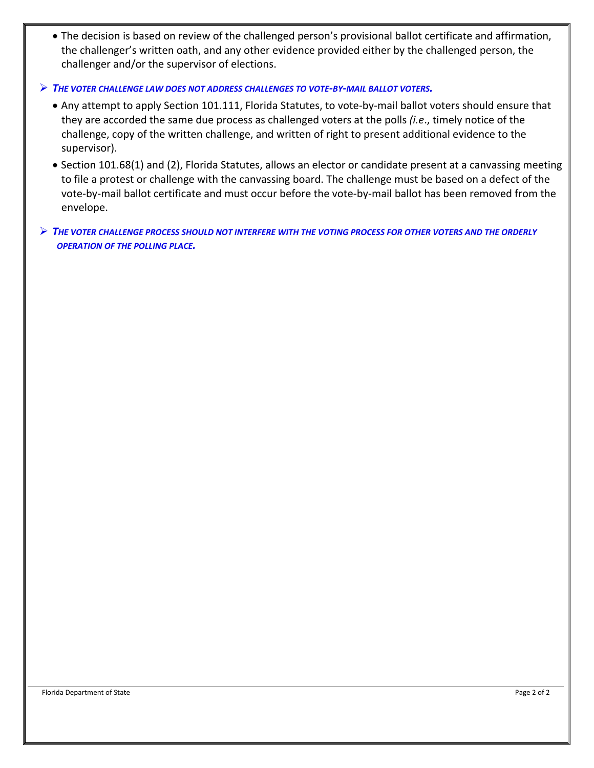- The decision is based on review of the challenged person's provisional ballot certificate and affirmation, the challenger's written oath, and any other evidence provided either by the challenged person, the challenger and/or the supervisor of elections.

- ***THE VOTER CHALLENGE LAW DOES NOT ADDRESS CHALLENGES TO VOTE-BY-MAIL BALLOT VOTERS.***
  - Any attempt to apply Section 101.111, Florida Statutes, to vote-by-mail ballot voters should ensure that they are accorded the same due process as challenged voters at the polls *(i.e*., timely notice of the challenge, copy of the written challenge, and written of right to present additional evidence to the supervisor).
  - Section 101.68(1) and (2), Florida Statutes, allows an elector or candidate present at a canvassing meeting to file a protest or challenge with the canvassing board. The challenge must be based on a defect of the vote-by-mail ballot certificate and must occur before the vote-by-mail ballot has been removed from the envelope.

- ***THE VOTER CHALLENGE PROCESS SHOULD NOT INTERFERE WITH THE VOTING PROCESS FOR OTHER VOTERS AND THE ORDERLY OPERATION OF THE POLLING PLACE.***